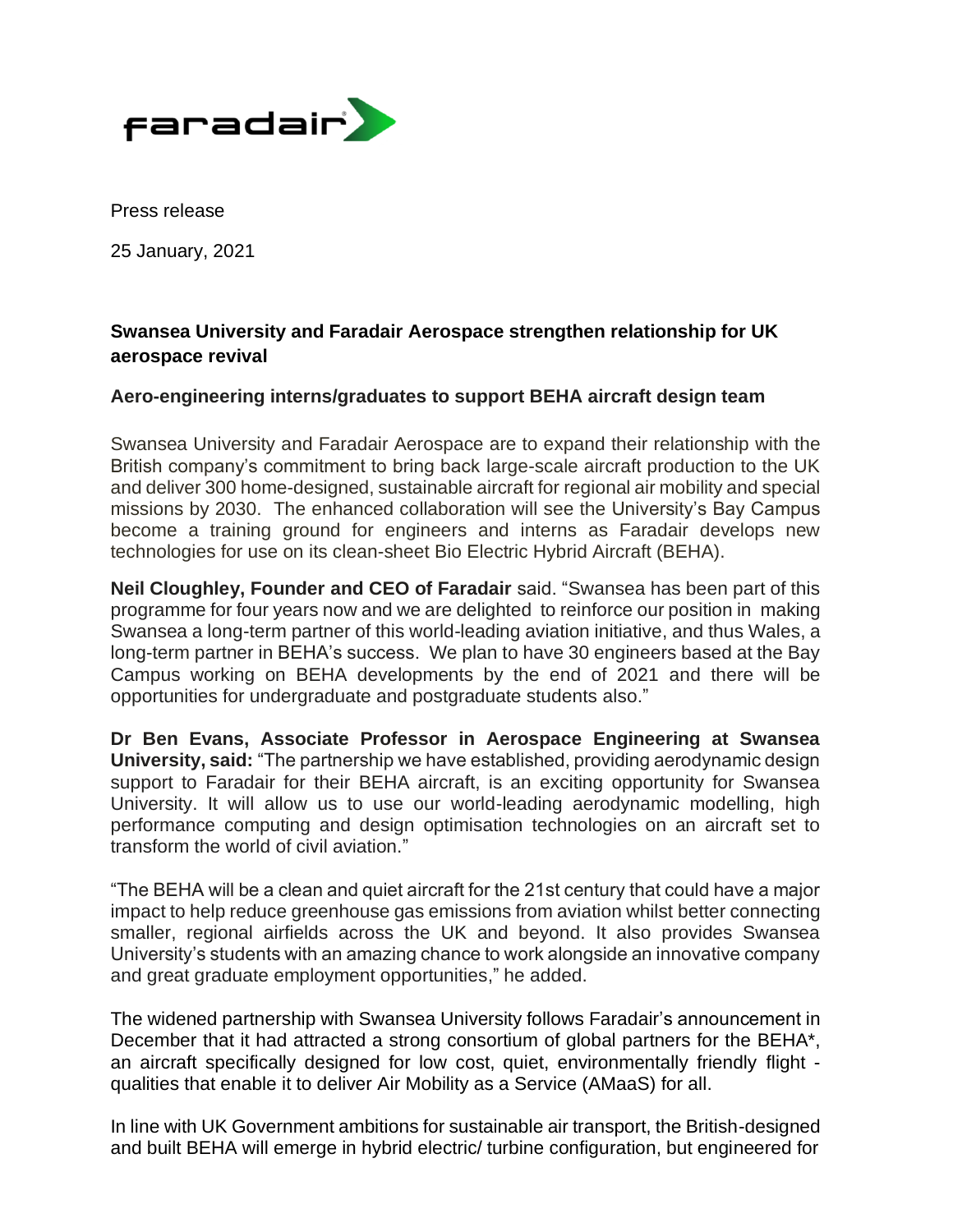faradair

Press release

25 January, 2021

## Swansea University and Faradair Aerospace strengthen relationship for UK aerospace revival

### Aero-engineering interns/graduates to support BEHA aircraft design team

Swansea University and Faradair Aerospace are to expand their relationship with the British company's commitment to bring back large-scale aircraft production to the UK and deliver 300 home-designed, sustainable aircraft for regional air mobility and special missions by 2030. The enhanced collaboration will see the University's Bay Campus become a training ground for engineers and interns as Faradair develops new technologies for use on its clean-sheet Bio Electric Hybrid Aircraft (BEHA).

**Neil Cloughley, Founder and CEO of Faradair** said. "Swansea has been part of this programme for four years now and we are delighted to reinforce our position in making Swansea a long-term partner of this world-leading aviation initiative, and thus Wales, a long-term partner in BEHA's success. We plan to have 30 engineers based at the Bay Campus working on BEHA developments by the end of 2021 and there will be opportunities for undergraduate and postgraduate students also."

**Dr Ben Evans, Associate Professor in Aerospace Engineering at Swansea University, said:** "The partnership we have established, providing aerodynamic design support to Faradair for their BEHA aircraft, is an exciting opportunity for Swansea University. It will allow us to use our world-leading aerodynamic modelling, high performance computing and design optimisation technologies on an aircraft set to transform the world of civil aviation."

"The BEHA will be a clean and quiet aircraft for the 21st century that could have a major impact to help reduce greenhouse gas emissions from aviation whilst better connecting smaller, regional airfields across the UK and beyond. It also provides Swansea University's students with an amazing chance to work alongside an innovative company and great graduate employment opportunities," he added.

The widened partnership with Swansea University follows Faradair's announcement in December that it had attracted a strong consortium of global partners for the BEHA*, an aircraft specifically designed for low cost, quiet, environmentally friendly flight - qualities that enable it to deliver Air Mobility as a Service (AMaaS) for all.

In line with UK Government ambitions for sustainable air transport, the British-designed and built BEHA will emerge in hybrid electric/ turbine configuration, but engineered for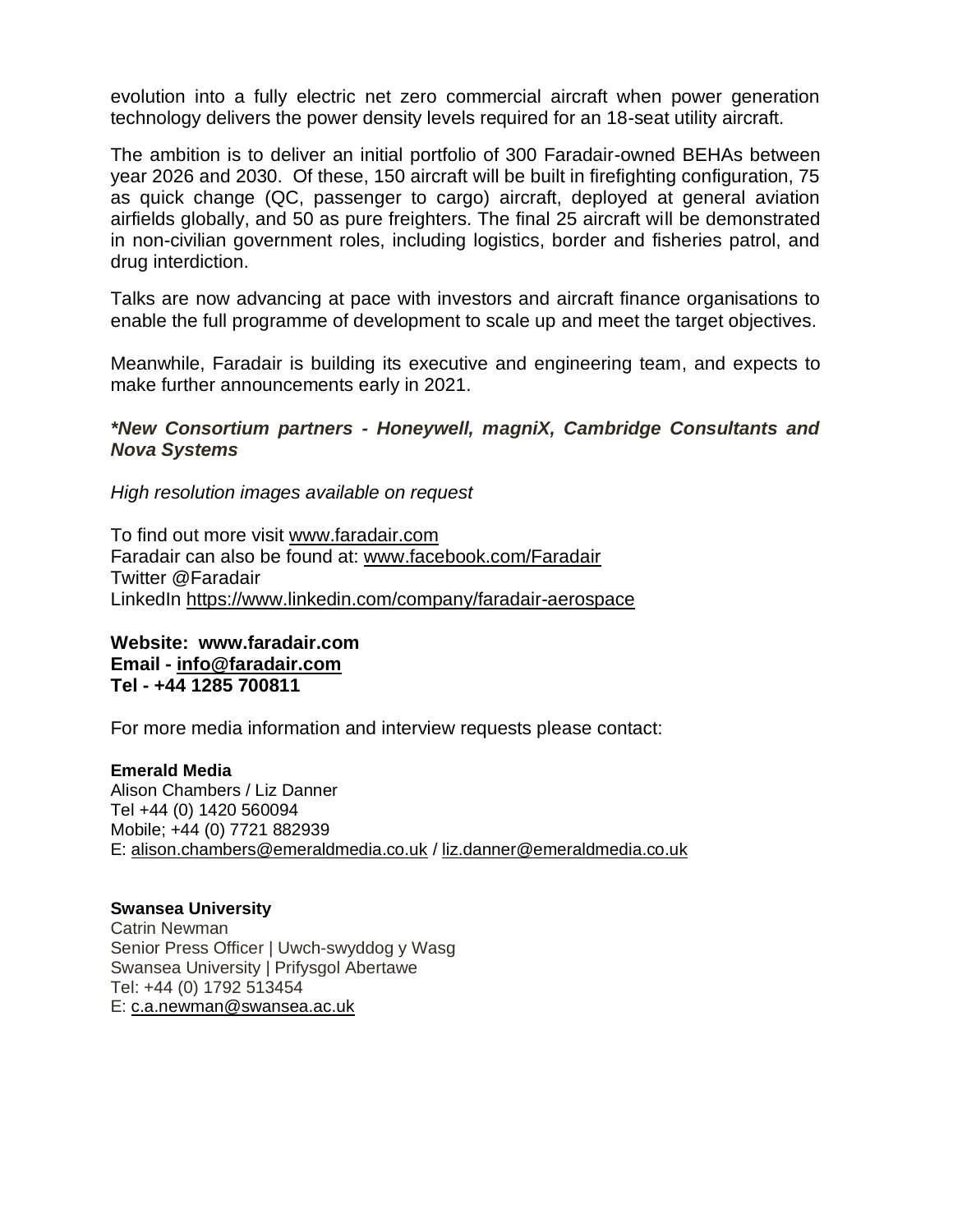evolution into a fully electric net zero commercial aircraft when power generation technology delivers the power density levels required for an 18-seat utility aircraft.

The ambition is to deliver an initial portfolio of 300 Faradair-owned BEHAs between year 2026 and 2030. Of these, 150 aircraft will be built in firefighting configuration, 75 as quick change (QC, passenger to cargo) aircraft, deployed at general aviation airfields globally, and 50 as pure freighters. The final 25 aircraft will be demonstrated in non-civilian government roles, including logistics, border and fisheries patrol, and drug interdiction.

Talks are now advancing at pace with investors and aircraft finance organisations to enable the full programme of development to scale up and meet the target objectives.

Meanwhile, Faradair is building its executive and engineering team, and expects to make further announcements early in 2021.

***New Consortium partners - Honeywell, magniX, Cambridge Consultants and Nova Systems***

*High resolution images available on request*

To find out more visit www.faradair.com
Faradair can also be found at: www.facebook.com/Faradair
Twitter @Faradair
LinkedIn https://www.linkedin.com/company/faradair-aerospace

**Website: www.faradair.com**
**Email - info@faradair.com**
**Tel - +44 1285 700811**

For more media information and interview requests please contact:

**Emerald Media**
Alison Chambers / Liz Danner
Tel +44 (0) 1420 560094
Mobile; +44 (0) 7721 882939
E: alison.chambers@emeraldmedia.co.uk / liz.danner@emeraldmedia.co.uk

**Swansea University**
Catrin Newman
Senior Press Officer | Uwch-swyddog y Wasg
Swansea University | Prifysgol Abertawe
Tel: +44 (0) 1792 513454
E: c.a.newman@swansea.ac.uk